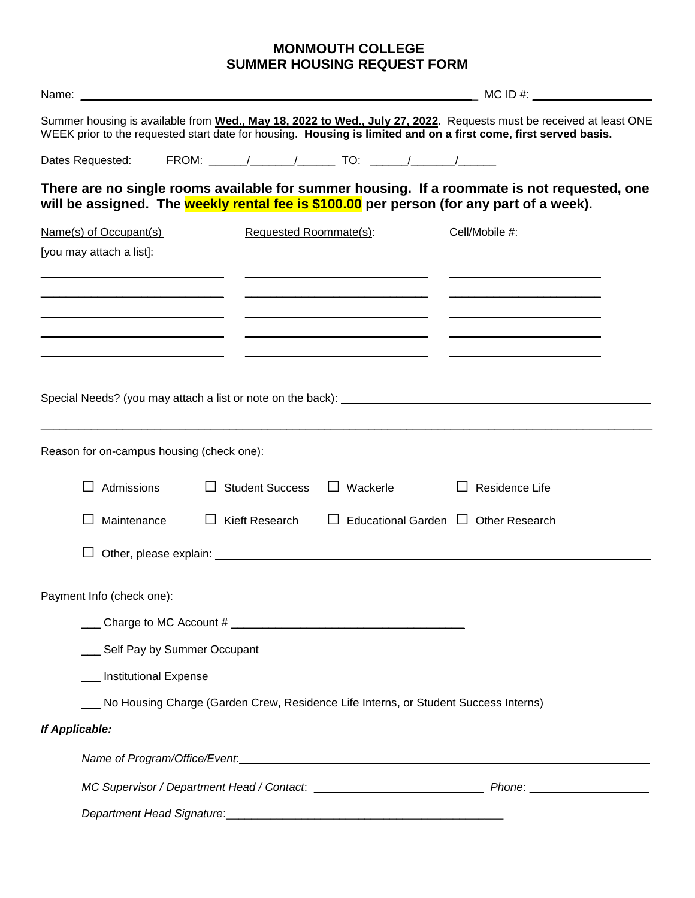# MONMOUTH COLLEGE
# SUMMER HOUSING REQUEST FORM

Name: ________________________________________________ MC ID #: ________________

Summer housing is available from **Wed., May 18, 2022 to Wed., July 27, 2022**. Requests must be received at least ONE WEEK prior to the requested start date for housing. **Housing is limited and on a first come, first served basis.**

Dates Requested: FROM: ______/______/______ TO: ______/______/______

**There are no single rooms available for summer housing. If a roommate is not requested, one will be assigned. The weekly rental fee is $100.00 per person (for any part of a week).**

| Name(s) of Occupant(s) [you may attach a list]: | Requested Roommate(s): | Cell/Mobile #: |
|---|---|---|
| | | |
| | | |
| | | |
| | | |
| | | |

Special Needs? (you may attach a list or note on the back): ________________________________________

________________________________________________________________________________

Reason for on-campus housing (check one):

☐ Admissions ☐ Student Success ☐ Wackerle ☐ Residence Life

☐ Maintenance ☐ Kieft Research ☐ Educational Garden ☐ Other Research

☐ Other, please explain: ________________________________________________________

Payment Info (check one):

___ Charge to MC Account # ________________________________

___ Self Pay by Summer Occupant

___ Institutional Expense

___ No Housing Charge (Garden Crew, Residence Life Interns, or Student Success Interns)

***If Applicable:***

*Name of Program/Office/Event*: ________________________________________________________

*MC Supervisor / Department Head / Contact*: ________________________ *Phone*: ________________

*Department Head Signature*: ________________________________________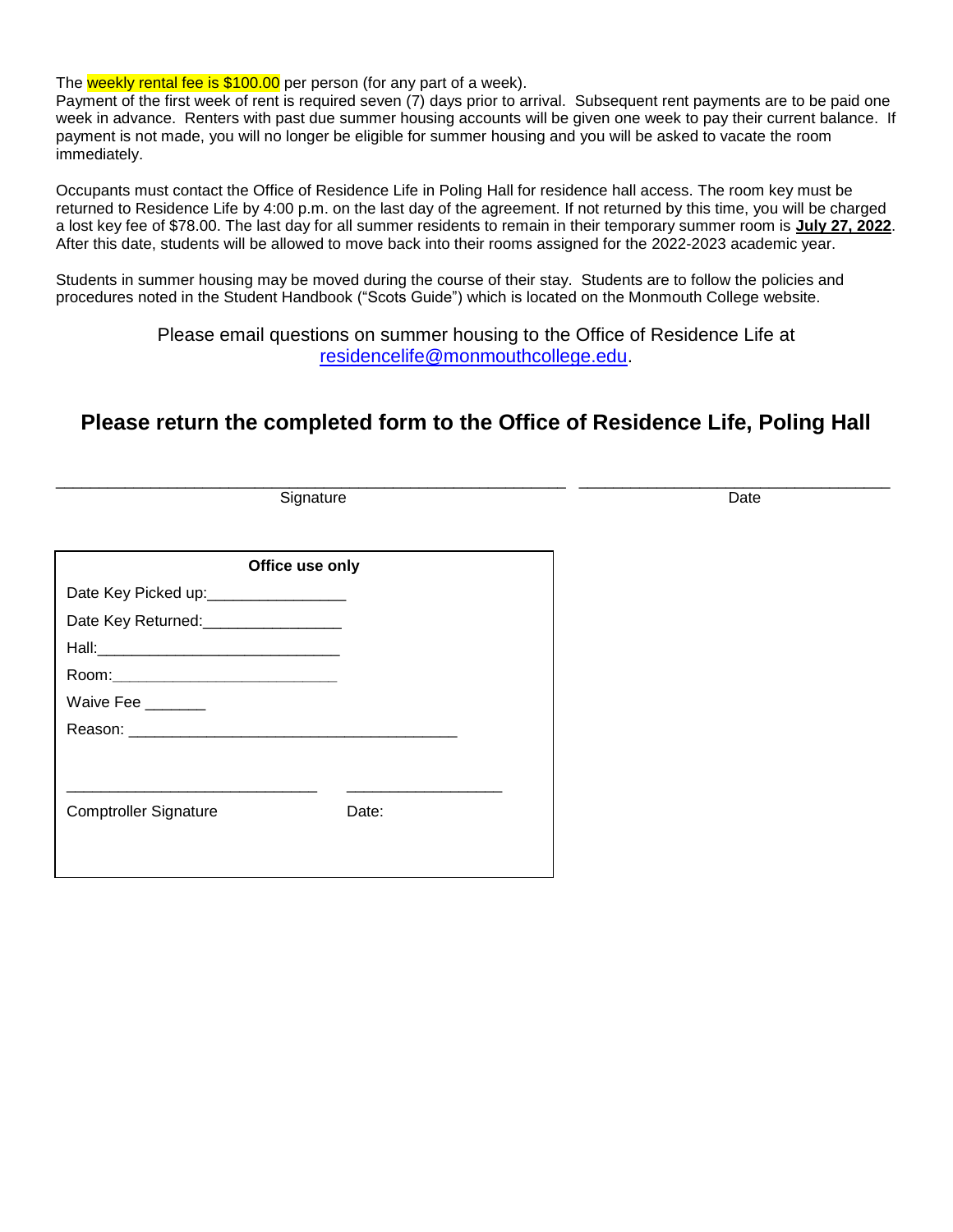The weekly rental fee is $100.00 per person (for any part of a week).
Payment of the first week of rent is required seven (7) days prior to arrival. Subsequent rent payments are to be paid one week in advance. Renters with past due summer housing accounts will be given one week to pay their current balance. If payment is not made, you will no longer be eligible for summer housing and you will be asked to vacate the room immediately.

Occupants must contact the Office of Residence Life in Poling Hall for residence hall access. The room key must be returned to Residence Life by 4:00 p.m. on the last day of the agreement. If not returned by this time, you will be charged a lost key fee of $78.00. The last day for all summer residents to remain in their temporary summer room is **July 27, 2022**. After this date, students will be allowed to move back into their rooms assigned for the 2022-2023 academic year.

Students in summer housing may be moved during the course of their stay. Students are to follow the policies and procedures noted in the Student Handbook ("Scots Guide") which is located on the Monmouth College website.

Please email questions on summer housing to the Office of Residence Life at residencelife@monmouthcollege.edu.

## Please return the completed form to the Office of Residence Life, Poling Hall

_____________________________________________ _____________________________
Signature Date

**Office use only**

Date Key Picked up:________________

Date Key Returned:________________

Hall:____________________________

Room:___________________________

Waive Fee _______

Reason: ______________________________________

_____________________________ _________________
Comptroller Signature Date: